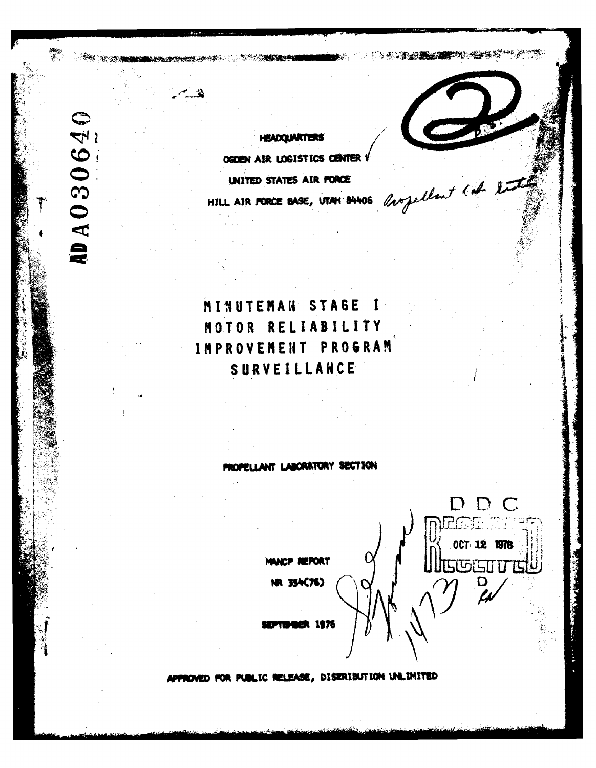AD A030640

HEADQUARTERS

OGDEN AIR LOGISTICS CENTER

UNITED STATES AIR FORCE

HILL AIR FORCE BASE, UTAH 84406

# MINUTEMAN STAGE I MOTOR RELIABILITY IMPROVEMENT PROGRAM SURVEILLANCE

PROPELLANT LABORATORY SECTION

MANCP REPORT

NR 354(76)

SEPTEMBER 1976

DDC RECEIVED OCT 12 1976

APPROVED FOR PUBLIC RELEASE, DISTRIBUTION UNLIMITED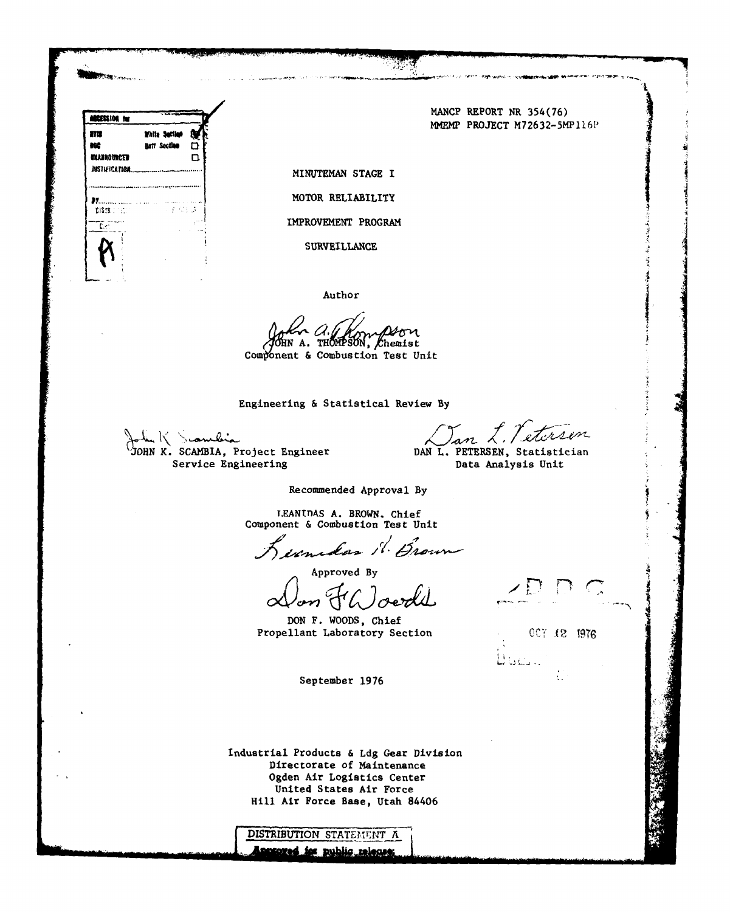MANCP REPORT NR 354(76)
MMEMP PROJECT M72632-5MP116P

# MINUTEMAN STAGE I

# MOTOR RELIABILITY

# IMPROVEMENT PROGRAM

# SURVEILLANCE

Author

JOHN A. THOMPSON, Chemist
Component & Combustion Test Unit

Engineering & Statistical Review By

JOHN K. SCAMBIA, Project Engineer
Service Engineering

DAN L. PETERSEN, Statistician
Data Analysis Unit

Recommended Approval By

LEANIDAS A. BROWN, Chief
Component & Combustion Test Unit

Approved By

DON F. WOODS, Chief
Propellant Laboratory Section

September 1976

Industrial Products & Ldg Gear Division
Directorate of Maintenance
Ogden Air Logistics Center
United States Air Force
Hill Air Force Base, Utah 84406

DISTRIBUTION STATEMENT A
Approved for public release;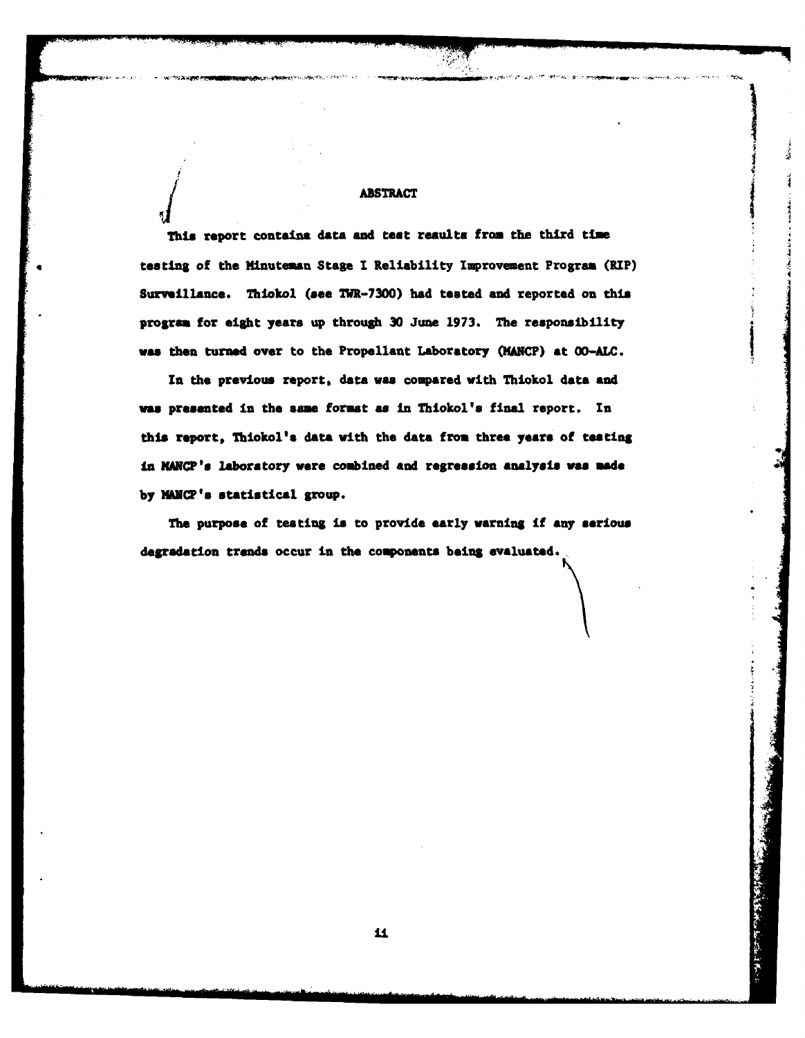## ABSTRACT

This report contains data and test results from the third time testing of the Minuteman Stage I Reliability Improvement Program (RIP) Surveillance. Thiokol (see TWR-7300) had tested and reported on this program for eight years up through 30 June 1973. The responsibility was then turned over to the Propellant Laboratory (MANCP) at OO-ALC.

In the previous report, data was compared with Thiokol data and was presented in the same format as in Thiokol's final report. In this report, Thiokol's data with the data from three years of testing in MANCP's laboratory were combined and regression analysis was made by MANCP's statistical group.

The purpose of testing is to provide early warning if any serious degradation trends occur in the components being evaluated.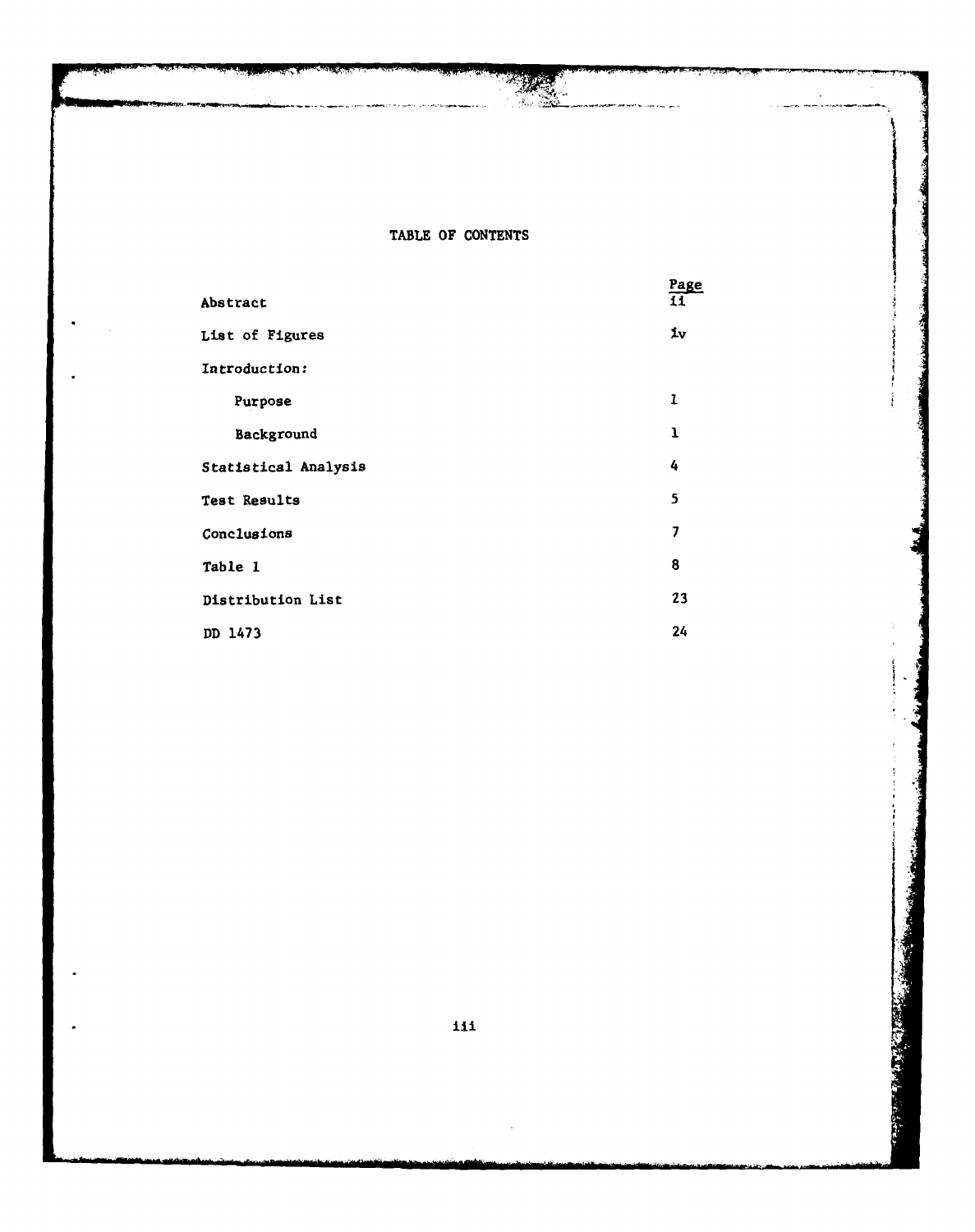# TABLE OF CONTENTS

| | Page |
|---|---|
| Abstract | ii |
| List of Figures | iv |
| Introduction: | |
| Purpose | 1 |
| Background | 1 |
| Statistical Analysis | 4 |
| Test Results | 5 |
| Conclusions | 7 |
| Table 1 | 8 |
| Distribution List | 23 |
| DD 1473 | 24 |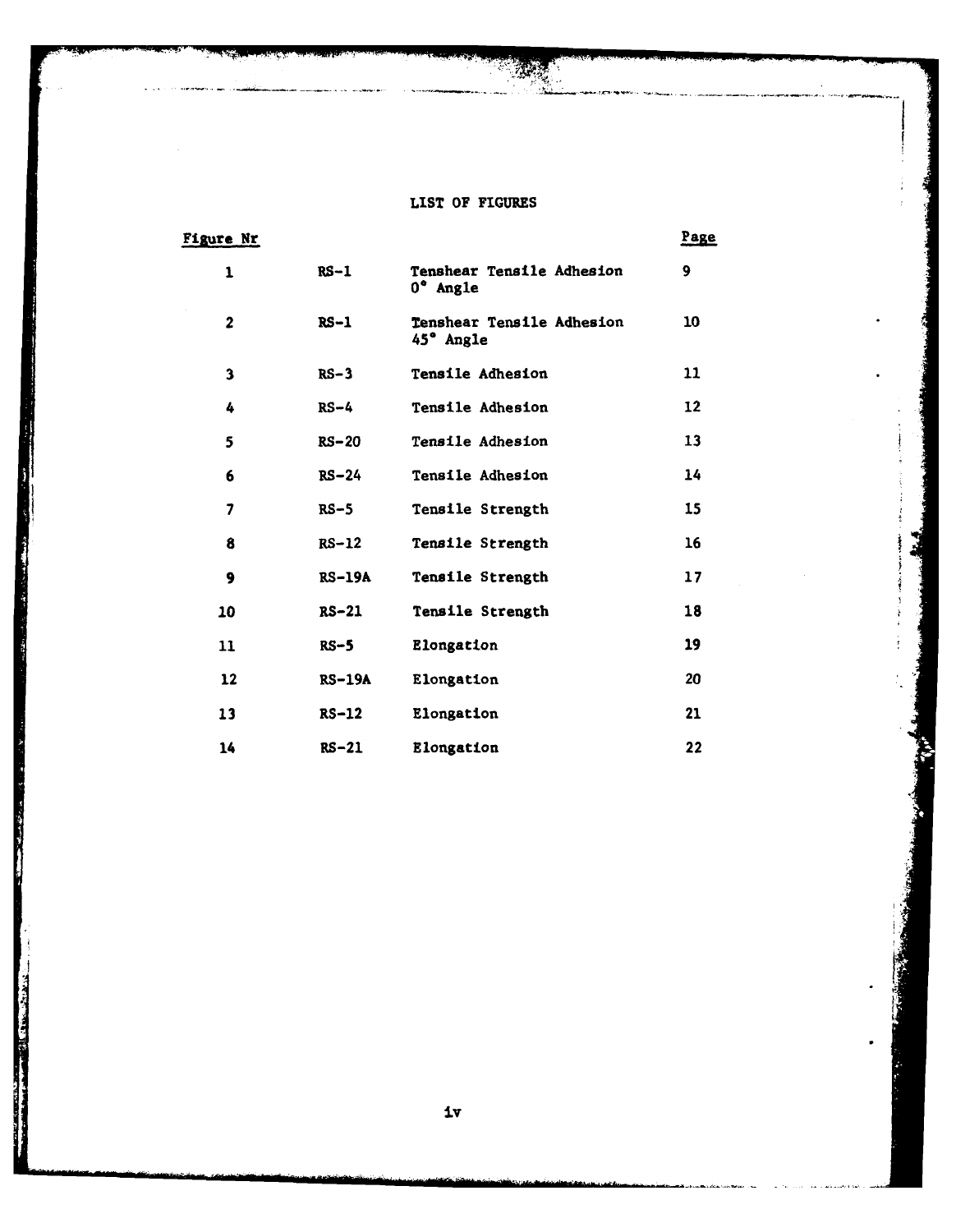# LIST OF FIGURES

| Figure Nr | | | Page |
|---|---|---|---|
| 1 | RS-1 | Tenshear Tensile Adhesion 0° Angle | 9 |
| 2 | RS-1 | Tenshear Tensile Adhesion 45° Angle | 10 |
| 3 | RS-3 | Tensile Adhesion | 11 |
| 4 | RS-4 | Tensile Adhesion | 12 |
| 5 | RS-20 | Tensile Adhesion | 13 |
| 6 | RS-24 | Tensile Adhesion | 14 |
| 7 | RS-5 | Tensile Strength | 15 |
| 8 | RS-12 | Tensile Strength | 16 |
| 9 | RS-19A | Tensile Strength | 17 |
| 10 | RS-21 | Tensile Strength | 18 |
| 11 | RS-5 | Elongation | 19 |
| 12 | RS-19A | Elongation | 20 |
| 13 | RS-12 | Elongation | 21 |
| 14 | RS-21 | Elongation | 22 |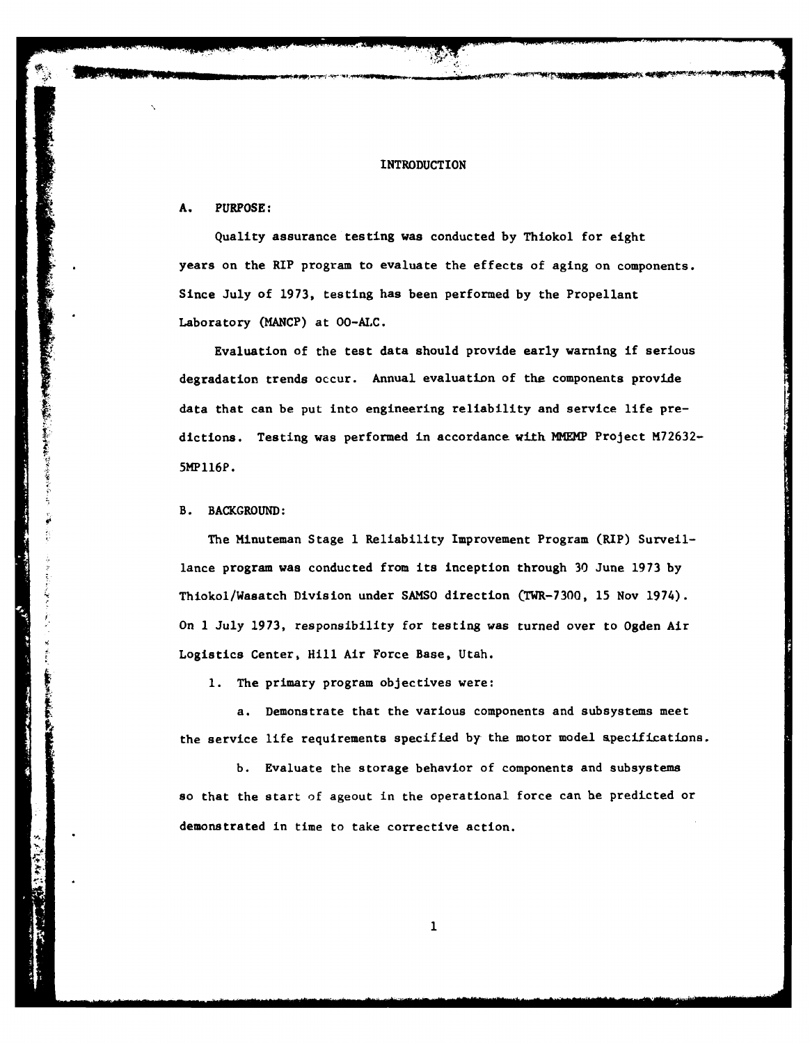# INTRODUCTION

## A. PURPOSE:

Quality assurance testing was conducted by Thiokol for eight years on the RIP program to evaluate the effects of aging on components. Since July of 1973, testing has been performed by the Propellant Laboratory (MANCP) at OO-ALC.

Evaluation of the test data should provide early warning if serious degradation trends occur. Annual evaluation of the components provide data that can be put into engineering reliability and service life predictions. Testing was performed in accordance with MMEMP Project M72632-5MP116P.

## B. BACKGROUND:

The Minuteman Stage 1 Reliability Improvement Program (RIP) Surveillance program was conducted from its inception through 30 June 1973 by Thiokol/Wasatch Division under SAMSO direction (TWR-7300, 15 Nov 1974). On 1 July 1973, responsibility for testing was turned over to Ogden Air Logistics Center, Hill Air Force Base, Utah.

1. The primary program objectives were:

   a. Demonstrate that the various components and subsystems meet the service life requirements specified by the motor model specifications.

   b. Evaluate the storage behavior of components and subsystems so that the start of ageout in the operational force can be predicted or demonstrated in time to take corrective action.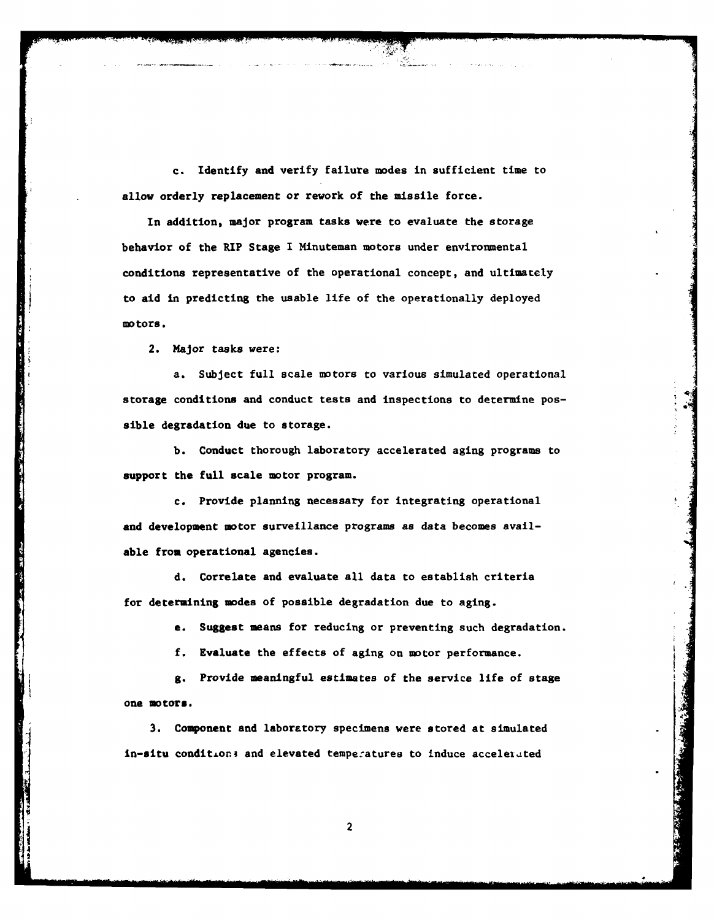c. Identify and verify failure modes in sufficient time to allow orderly replacement or rework of the missile force.

In addition, major program tasks were to evaluate the storage behavior of the RIP Stage I Minuteman motors under environmental conditions representative of the operational concept, and ultimately to aid in predicting the usable life of the operationally deployed motors.

2. Major tasks were:

a. Subject full scale motors to various simulated operational storage conditions and conduct tests and inspections to determine possible degradation due to storage.

b. Conduct thorough laboratory accelerated aging programs to support the full scale motor program.

c. Provide planning necessary for integrating operational and development motor surveillance programs as data becomes available from operational agencies.

d. Correlate and evaluate all data to establish criteria for determining modes of possible degradation due to aging.

e. Suggest means for reducing or preventing such degradation.

f. Evaluate the effects of aging on motor performance.

g. Provide meaningful estimates of the service life of stage one motors.

3. Component and laboratory specimens were stored at simulated in-situ conditions and elevated temperatures to induce accelerated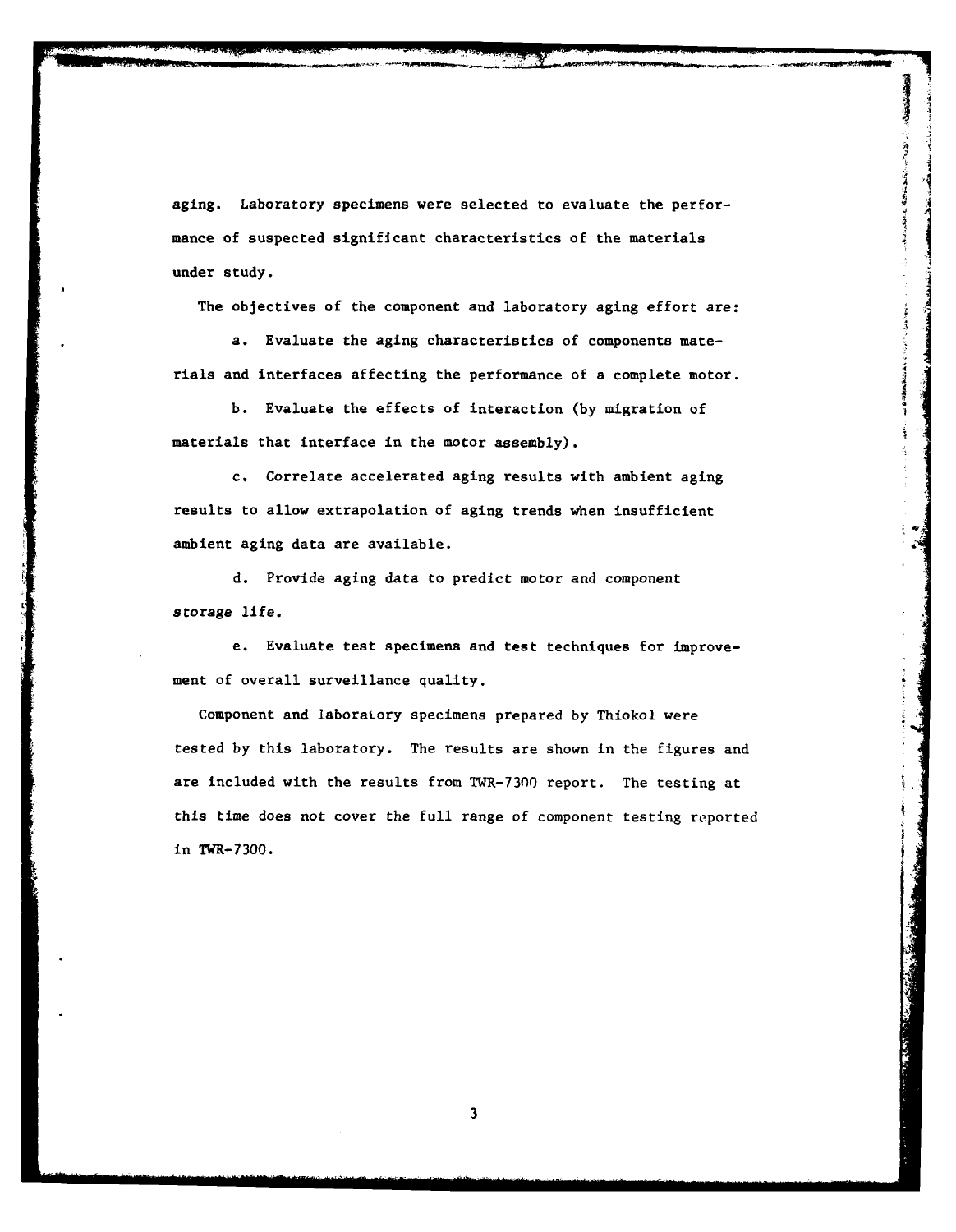aging. Laboratory specimens were selected to evaluate the performance of suspected significant characteristics of the materials under study.

The objectives of the component and laboratory aging effort are:

a. Evaluate the aging characteristics of components materials and interfaces affecting the performance of a complete motor.

b. Evaluate the effects of interaction (by migration of materials that interface in the motor assembly).

c. Correlate accelerated aging results with ambient aging results to allow extrapolation of aging trends when insufficient ambient aging data are available.

d. Provide aging data to predict motor and component storage life.

e. Evaluate test specimens and test techniques for improvement of overall surveillance quality.

Component and laboratory specimens prepared by Thiokol were tested by this laboratory. The results are shown in the figures and are included with the results from TWR-7300 report. The testing at this time does not cover the full range of component testing reported in TWR-7300.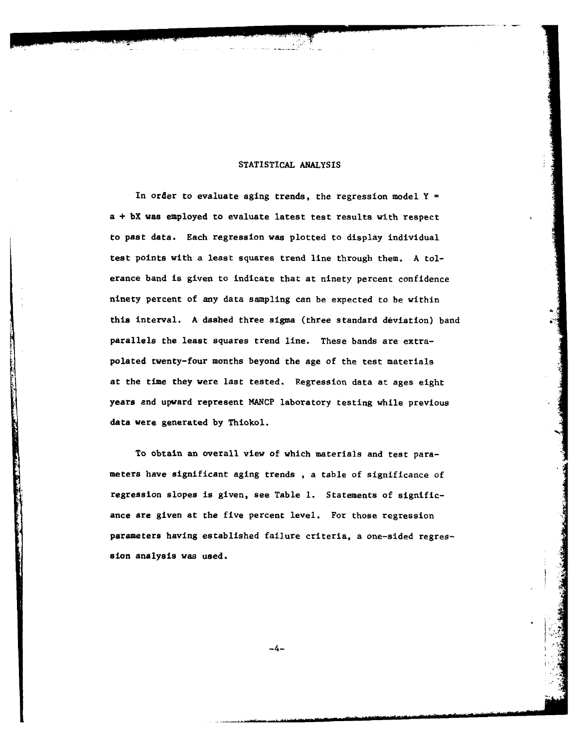# STATISTICAL ANALYSIS

In order to evaluate aging trends, the regression model $Y = a + bX$ was employed to evaluate latest test results with respect to past data. Each regression was plotted to display individual test points with a least squares trend line through them. A tolerance band is given to indicate that at ninety percent confidence ninety percent of any data sampling can be expected to be within this interval. A dashed three sigma (three standard deviation) band parallels the least squares trend line. These bands are extrapolated twenty-four months beyond the age of the test materials at the time they were last tested. Regression data at ages eight years and upward represent MANCP laboratory testing while previous data were generated by Thiokol.

To obtain an overall view of which materials and test parameters have significant aging trends , a table of significance of regression slopes is given, see Table 1. Statements of significance are given at the five percent level. For those regression parameters having established failure criteria, a one-sided regression analysis was used.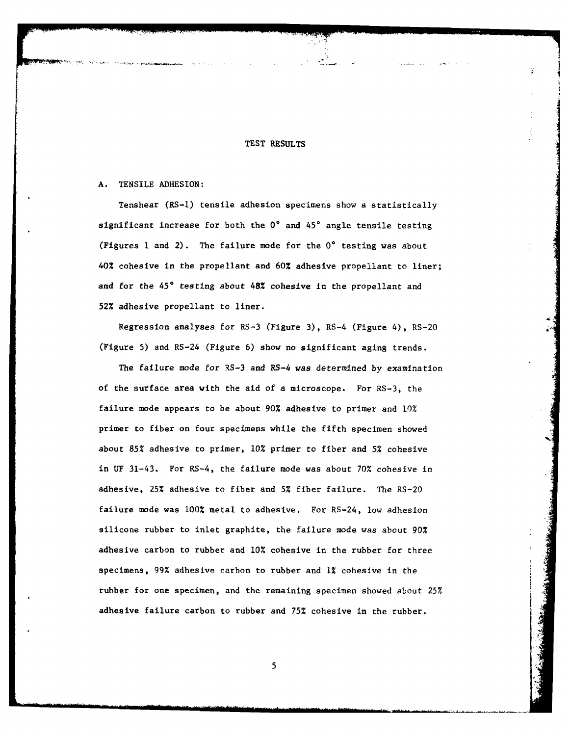# TEST RESULTS

A. TENSILE ADHESION:

Tenshear (RS-1) tensile adhesion specimens show a statistically significant increase for both the 0° and 45° angle tensile testing (Figures 1 and 2). The failure mode for the 0° testing was about 40% cohesive in the propellant and 60% adhesive propellant to liner; and for the 45° testing about 48% cohesive in the propellant and 52% adhesive propellant to liner.

Regression analyses for RS-3 (Figure 3), RS-4 (Figure 4), RS-20 (Figure 5) and RS-24 (Figure 6) show no significant aging trends.

The failure mode for RS-3 and RS-4 was determined by examination of the surface area with the aid of a microscope. For RS-3, the failure mode appears to be about 90% adhesive to primer and 10% primer to fiber on four specimens while the fifth specimen showed about 85% adhesive to primer, 10% primer to fiber and 5% cohesive in UF 31-43. For RS-4, the failure mode was about 70% cohesive in adhesive, 25% adhesive to fiber and 5% fiber failure. The RS-20 failure mode was 100% metal to adhesive. For RS-24, low adhesion silicone rubber to inlet graphite, the failure mode was about 90% adhesive carbon to rubber and 10% cohesive in the rubber for three specimens, 99% adhesive carbon to rubber and 1% cohesive in the rubber for one specimen, and the remaining specimen showed about 25% adhesive failure carbon to rubber and 75% cohesive in the rubber.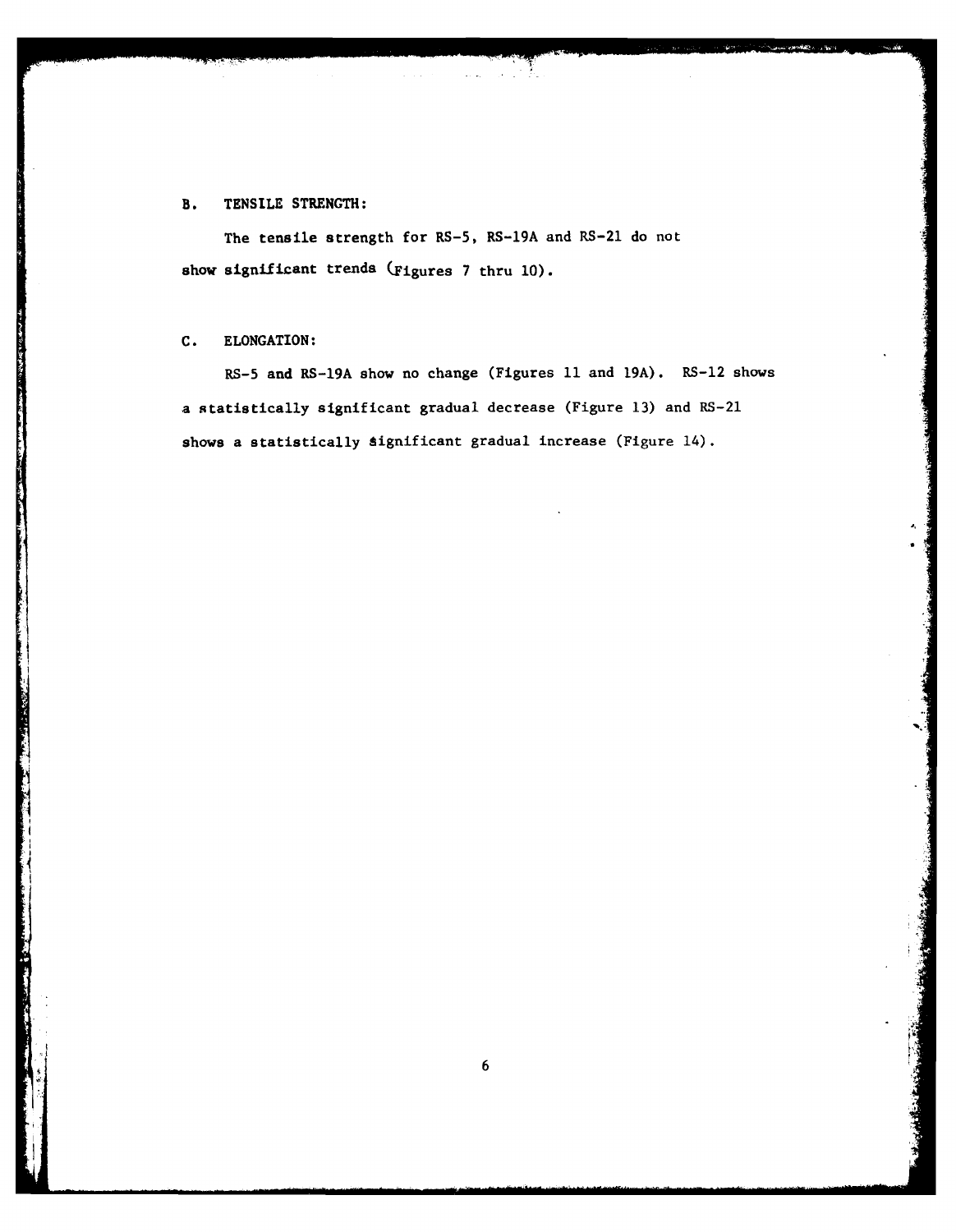## B. TENSILE STRENGTH:

The tensile strength for RS-5, RS-19A and RS-21 do not show significant trends (Figures 7 thru 10).

## C. ELONGATION:

RS-5 and RS-19A show no change (Figures 11 and 19A). RS-12 shows a statistically significant gradual decrease (Figure 13) and RS-21 shows a statistically significant gradual increase (Figure 14).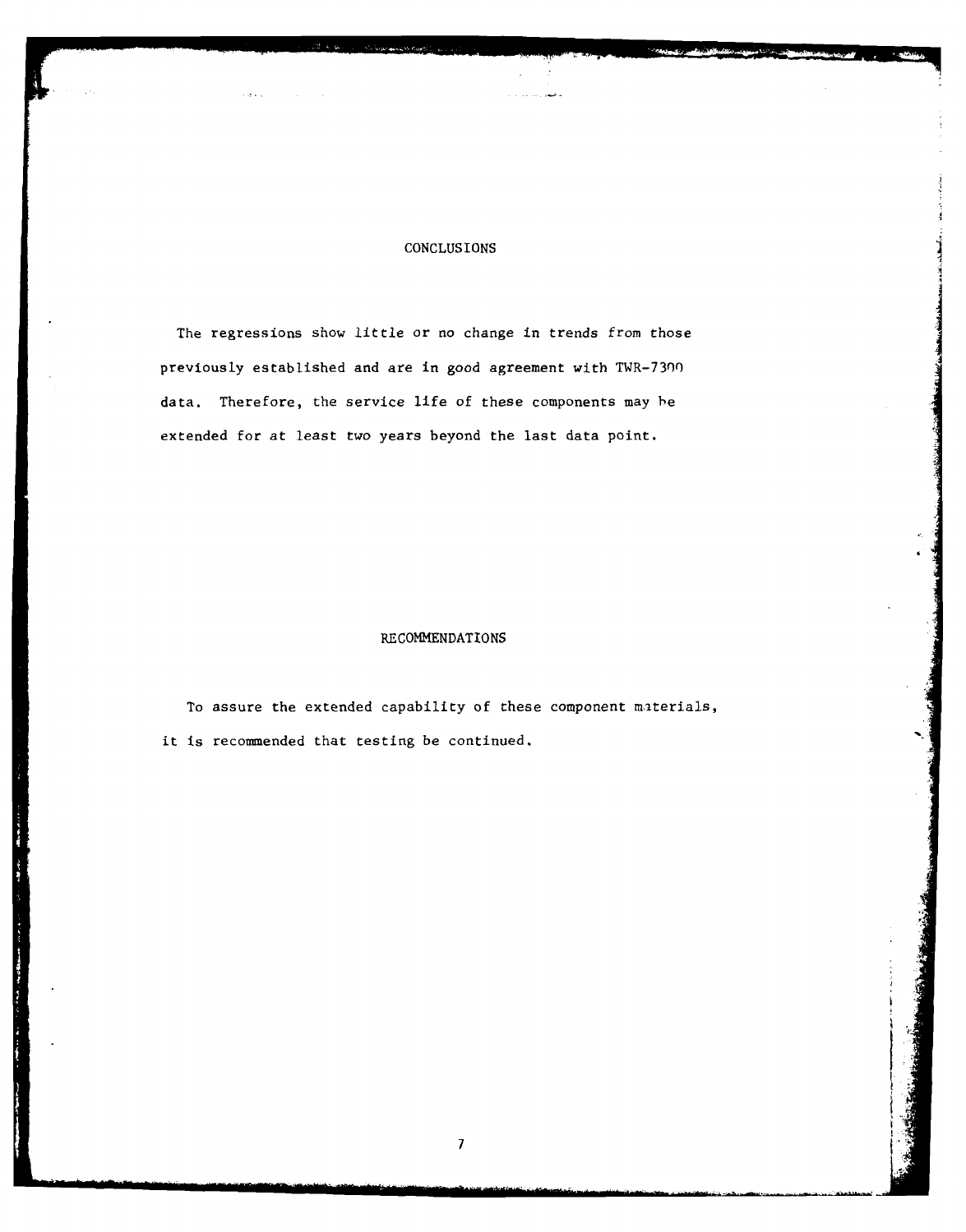## CONCLUSIONS

The regressions show little or no change in trends from those previously established and are in good agreement with TWR-7300 data. Therefore, the service life of these components may be extended for at least two years beyond the last data point.

## RECOMMENDATIONS

To assure the extended capability of these component materials, it is recommended that testing be continued.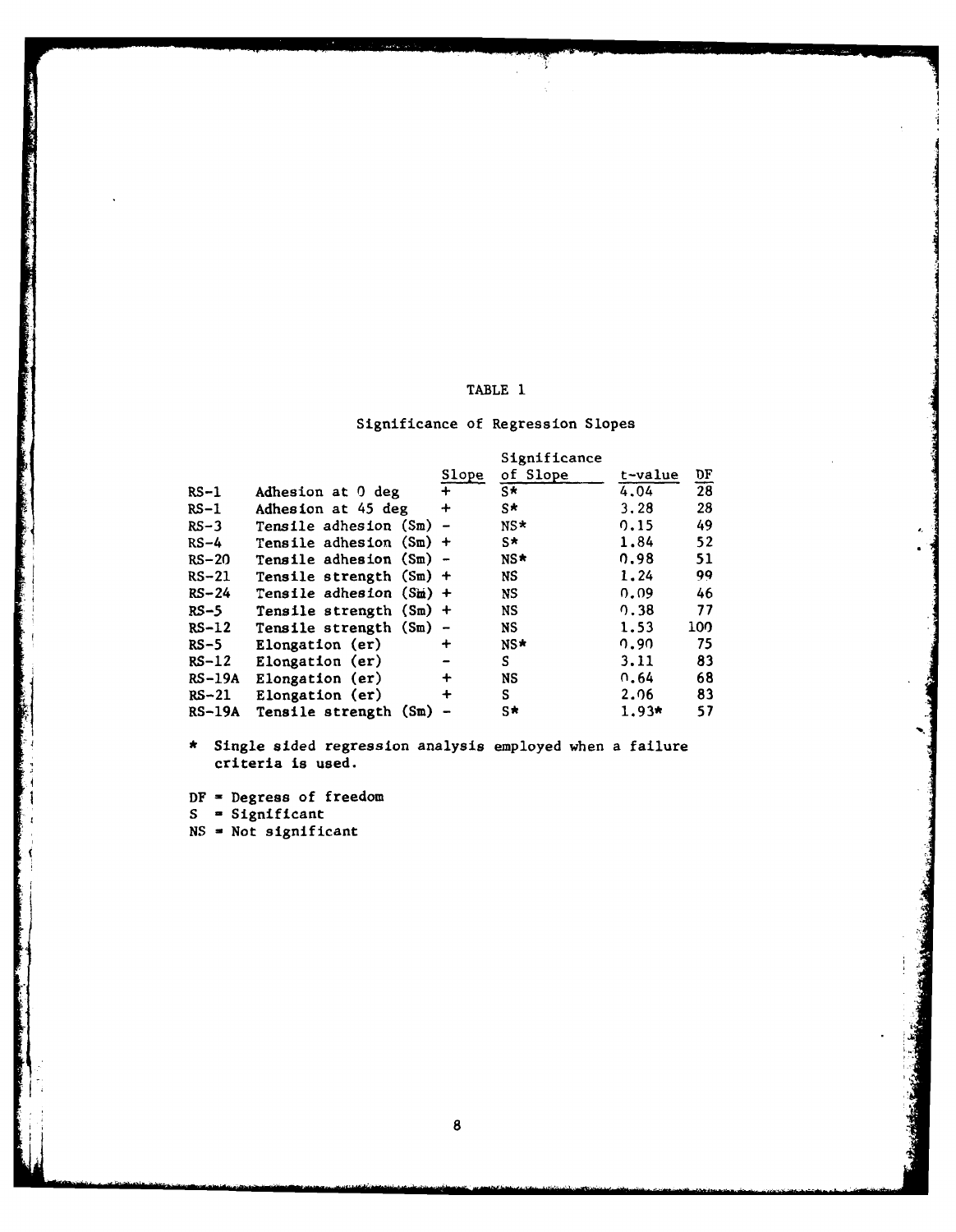TABLE 1

Significance of Regression Slopes

| | | Slope | Significance of Slope | t-value | DF |
|---|---|---|---|---|---|
| RS-1 | Adhesion at 0 deg | + | S* | 4.04 | 28 |
| RS-1 | Adhesion at 45 deg | + | S* | 3.28 | 28 |
| RS-3 | Tensile adhesion (Sm) | - | NS* | 0.15 | 49 |
| RS-4 | Tensile adhesion (Sm) | + | S* | 1.84 | 52 |
| RS-20 | Tensile adhesion (Sm) | - | NS* | 0.98 | 51 |
| RS-21 | Tensile strength (Sm) | + | NS | 1.24 | 99 |
| RS-24 | Tensile adhesion (Sm) | + | NS | 0.09 | 46 |
| RS-5 | Tensile strength (Sm) | + | NS | 0.38 | 77 |
| RS-12 | Tensile strength (Sm) | - | NS | 1.53 | 100 |
| RS-5 | Elongation (er) | + | NS* | 0.90 | 75 |
| RS-12 | Elongation (er) | - | S | 3.11 | 83 |
| RS-19A | Elongation (er) | + | NS | 0.64 | 68 |
| RS-21 | Elongation (er) | + | S | 2.06 | 83 |
| RS-19A | Tensile strength (Sm) | - | S* | 1.93* | 57 |

* Single sided regression analysis employed when a failure criteria is used.

DF = Degress of freedom
S = Significant
NS = Not significant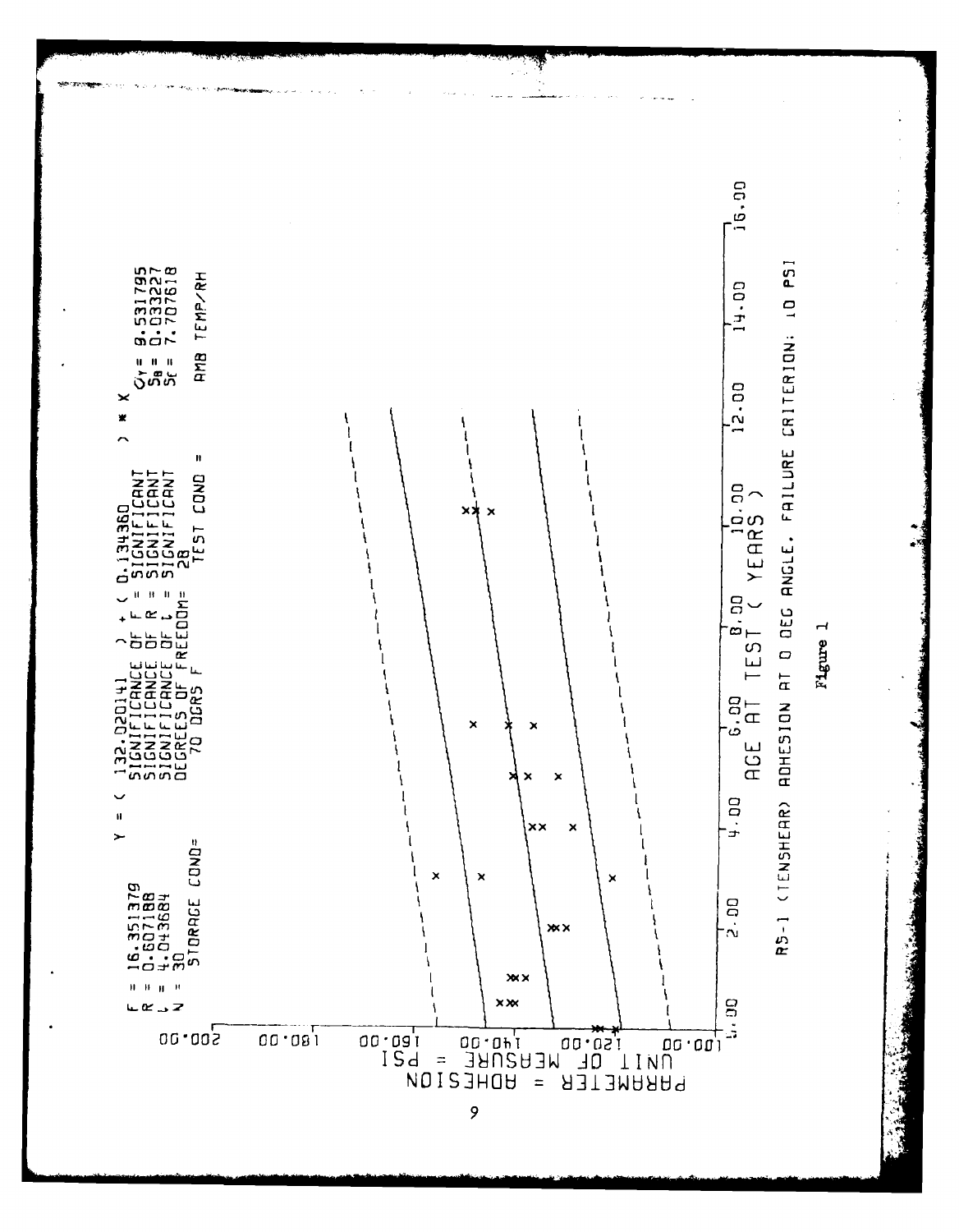F = 16.351379
R = 0.607188
L = 4.043684
N = 30
STORAGE COND= 70 DGRS F

Y = ( 132.020141 ) + ( 0.134360 ) * X

SIGNIFICANCE OF F = SIGNIFICANT
SIGNIFICANCE OF R = SIGNIFICANT
SIGNIFICANCE OF L = SIGNIFICANT
DEGREES OF FREEDOM= 28
TEST COND = AMB TEMP/RH

$\sigma_Y$ = 9.531795
$S_B$ = 0.033227
$S_E$ = 7.707618

PARAMETER = ADHESION
UNIT OF MEASURE = PSI

AGE AT TEST ( YEARS )

RS-1 (TENSHEAR) ADHESION AT 0 DEG ANGLE. FAILURE CRITERION: 10 PSI

Figure 1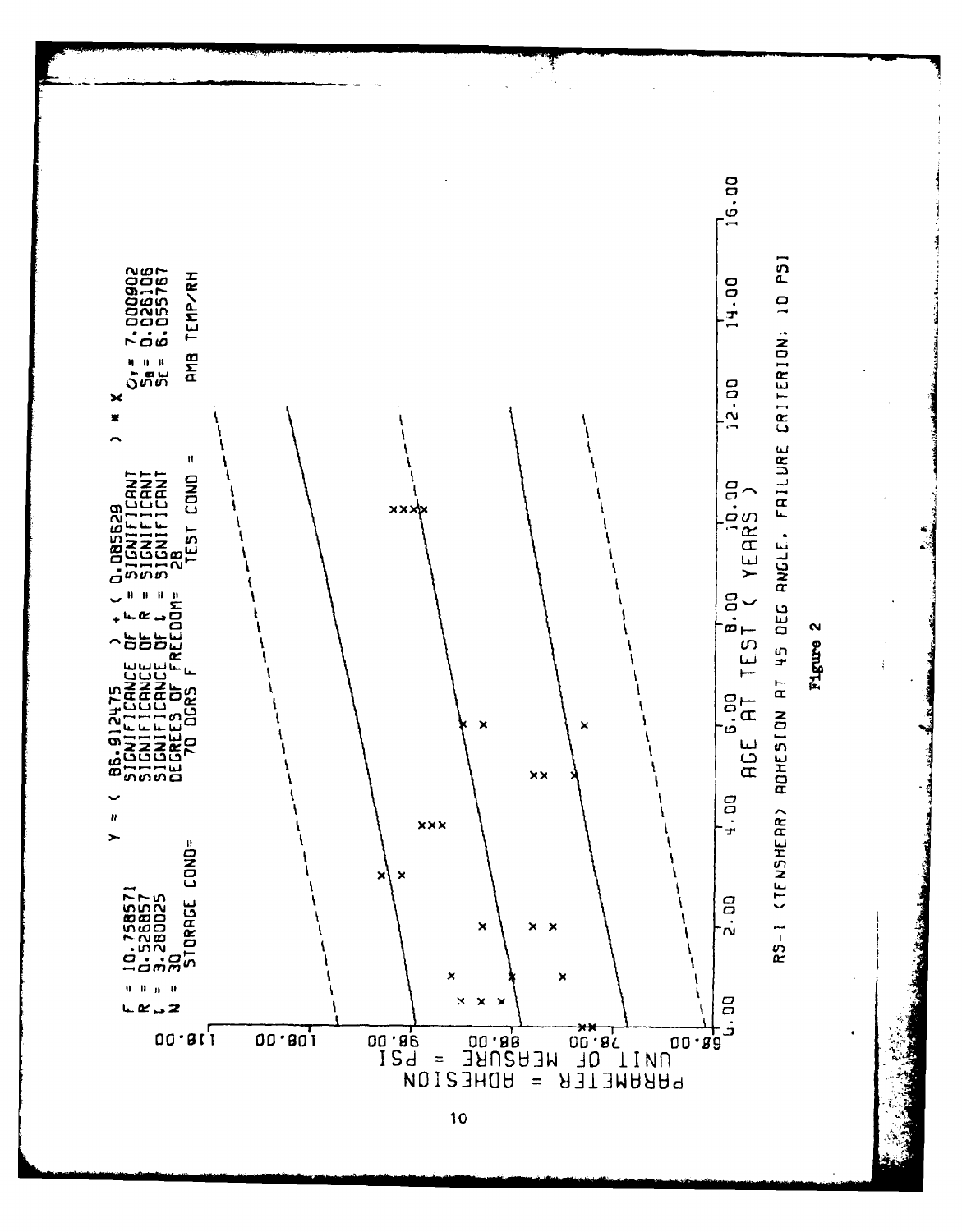F = 10.758571
R = 0.526857
L = 3.280025
N = 30
STORAGE COND=

Y = ( 86.912475 ) + ( 0.085629 ) * X
SIGNIFICANCE OF F = SIGNIFICANT
SIGNIFICANCE OF R = SIGNIFICANT
SIGNIFICANCE OF L = SIGNIFICANT
DEGREES OF FREEDOM= 28
70 DGRS F TEST COND = AMB TEMP/RH

$\sigma_Y$ = 7.000902
$S_B$ = 0.026106
$S_E$ = 6.055767

PARAMETER = ADHESION
UNIT OF MEASURE = PSI

AGE AT TEST ( YEARS )

RS-1 (TENSHEAR) ADHESION AT 45 DEG ANGLE, FAILURE CRITERION: 10 PSI

Figure 2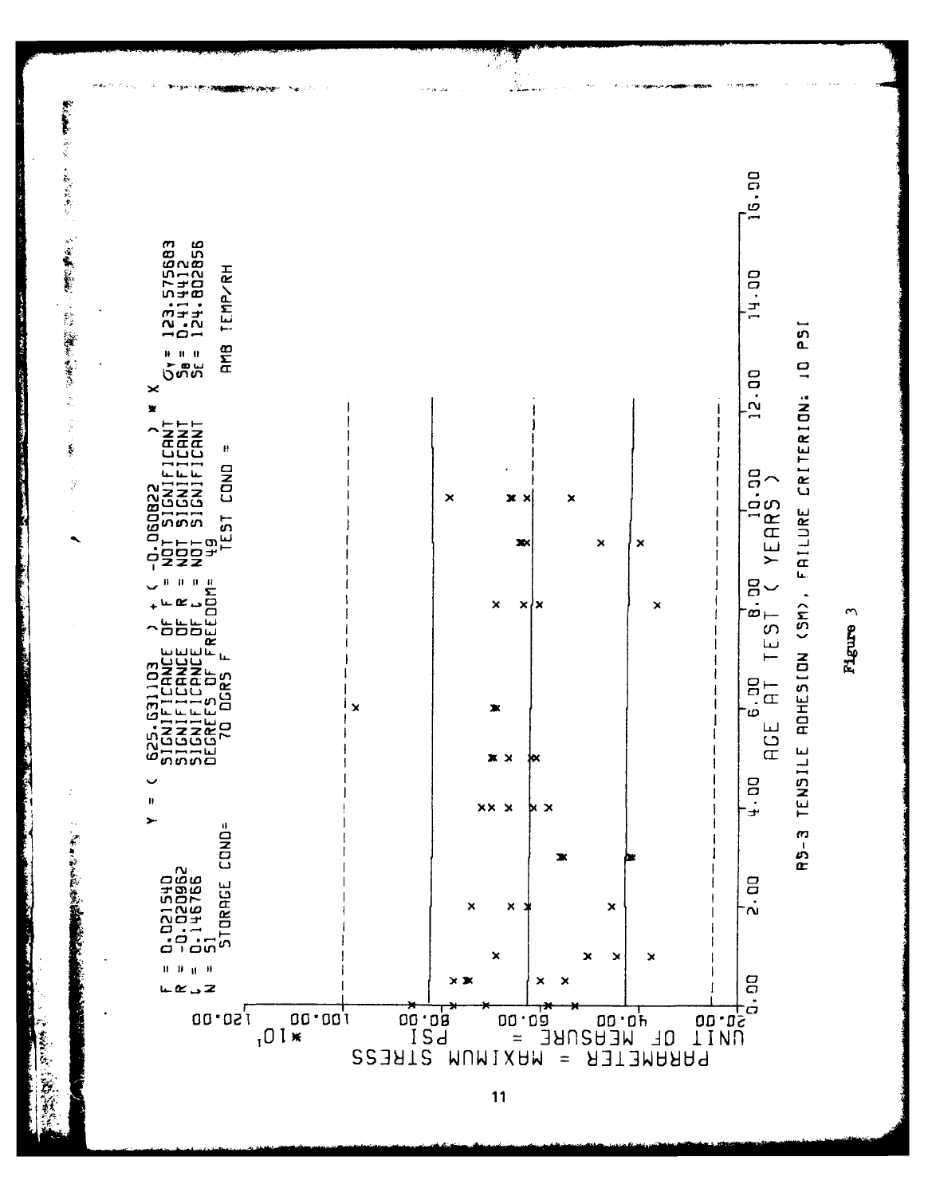F = 0.021540
R = -0.020962
L = 0.146766
N = 51
STORAGE COND=

Y = ( 625.631103 ) + ( -0.060822 ) * X
SIGNIFICANCE OF F = NOT SIGNIFICANT
SIGNIFICANCE OF R = NOT SIGNIFICANT
SIGNIFICANCE OF L = NOT SIGNIFICANT
DEGREES OF FREEDOM= 49
70 DGRS F TEST COND =

$\sigma_Y$ = 123.575683
$S_B$ = 0.414412
$S_E$ = 124.802856
AMB TEMP/RH

PARAMETER = MAXIMUM STRESS
UNIT OF MEASURE = PSI
*10[1]

AGE AT TEST ( YEARS )

RS-3 TENSILE ADHESION (SM), FAILURE CRITERION: 10 PSI

Figure 3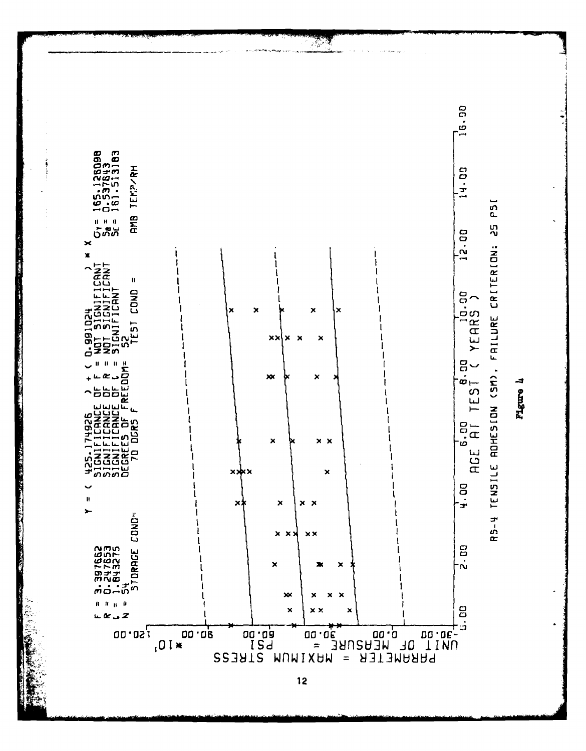F = 3.397662
R = 0.247653
L = 1.843275
N = 54

STORAGE COND=

Y = ( 425.174926 ) + ( 0.991024 ) * X

SIGNIFICANCE OF F = NOT SIGNIFICANT
SIGNIFICANCE OF R = NOT SIGNIFICANT
SIGNIFICANCE OF L = SIGNIFICANT
DEGREES OF FREEDOM= 52

70 DGRS F TEST COND = AMB TEMP/RH

$\sigma_Y$ = 165.126098
$S_B$ = 0.537643
$S_E$ = 161.513183

PARAMETER = MAXIMUM STRESS

UNIT OF MEASURE = PSI

$*10^1$

AGE AT TEST ( YEARS )

RS-4 TENSILE ADHESION (SM), FAILURE CRITERION: 25 PSI

Figure 4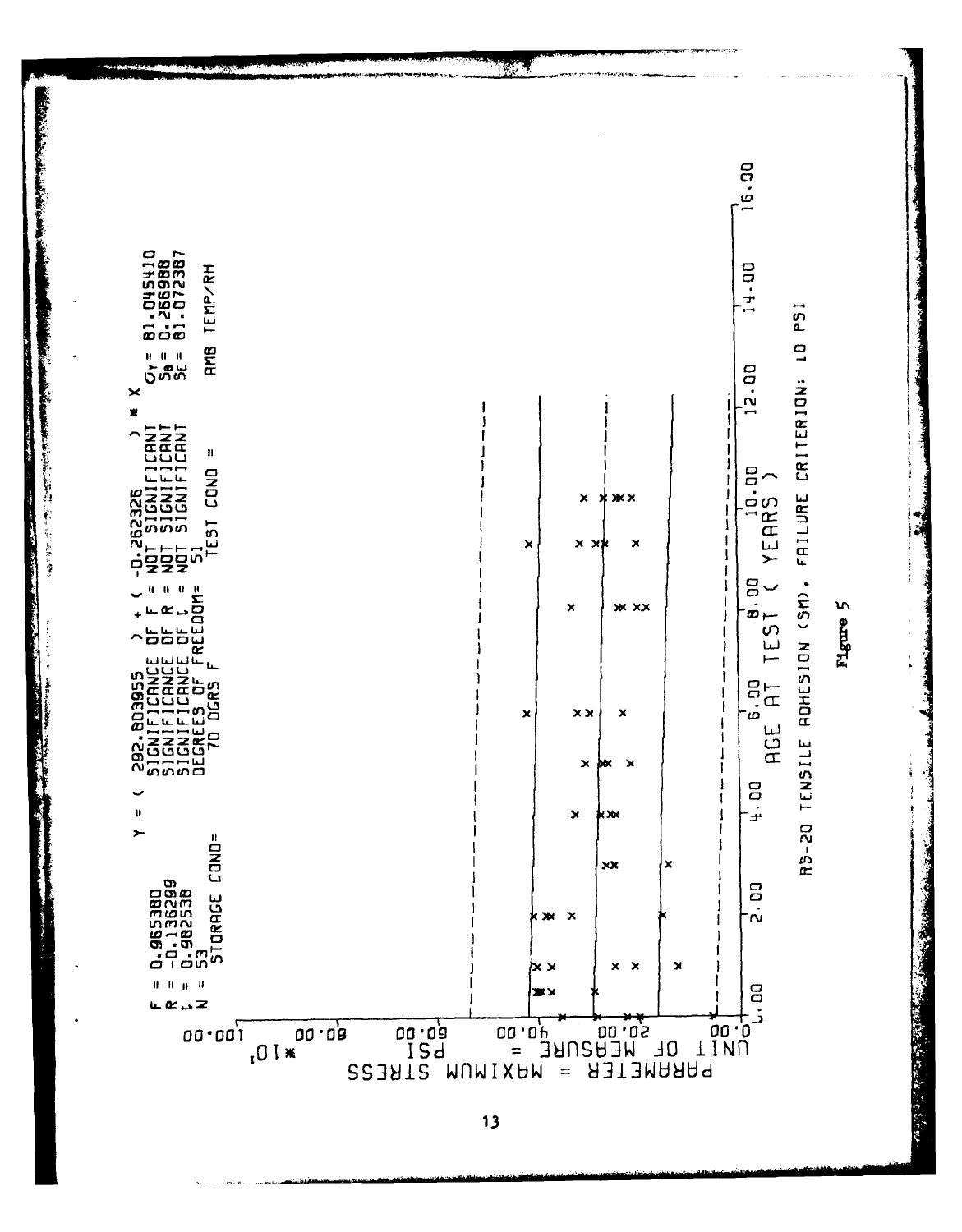F = 0.965380
R = -0.136299
t = 0.982538
N = 53
STORAGE COND=

Y = ( 292.803955 ) + ( -0.262326 ) * X
SIGNIFICANCE OF F = NOT SIGNIFICANT
SIGNIFICANCE OF R = NOT SIGNIFICANT
SIGNIFICANCE OF t = NOT SIGNIFICANT
DEGREES OF FREEDOM= 51
70 DGRS F TEST COND =

$\sigma_Y$ = 81.045410
$S_B$ = 0.266988
$S_E$ = 81.072387

AMB TEMP/RH

PARAMETER = MAXIMUM STRESS
UNIT OF MEASURE = PSI
$*10^1$

AGE AT TEST ( YEARS )

RS-20 TENSILE ADHESION (SM), FAILURE CRITERION: 10 PSI

Figure 5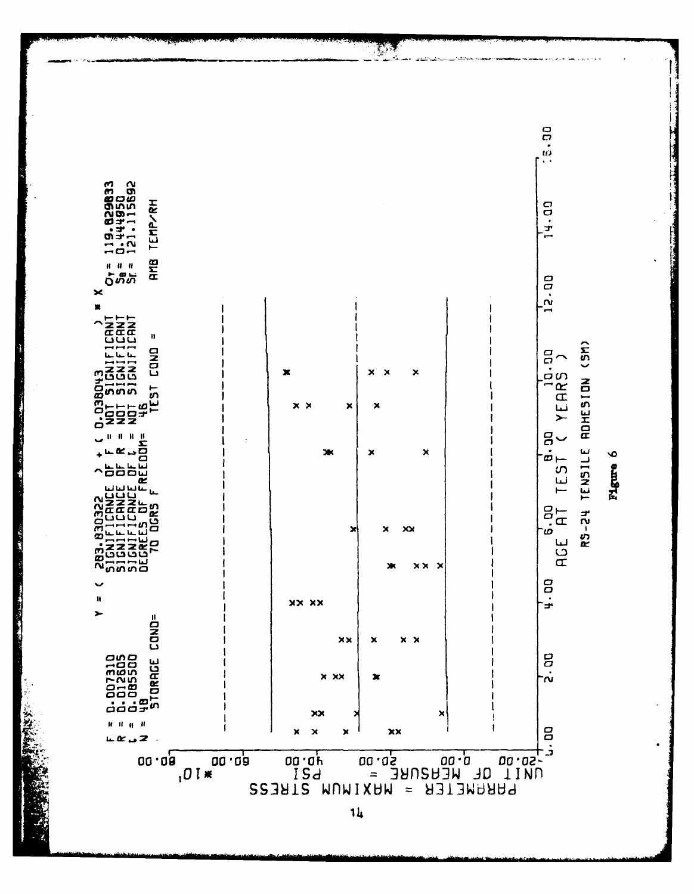F = 0.007310
R = 0.012605
ι = 0.085500
N = 48
STORAGE COND= 70 DGRS F

Y = ( 283.830322 ) + ( 0.038043 ) * X
SIGNIFICANCE OF F = NOT SIGNIFICANT
SIGNIFICANCE OF R = NOT SIGNIFICANT
SIGNIFICANCE OF ι = NOT SIGNIFICANT
DEGREES OF FREEDOM= 46
TEST COND = AMB TEMP/RH

$\sigma_Y$ = 119.829833
$S_B$ = 0.444950
$S_E$ = 121.115692

PARAMETER = MAXIMUM STRESS
UNIT OF MEASURE = PSI $\times 10^1$

AGE AT TEST ( YEARS )

RS-24 TENSILE ADHESION (SM)

Figure 6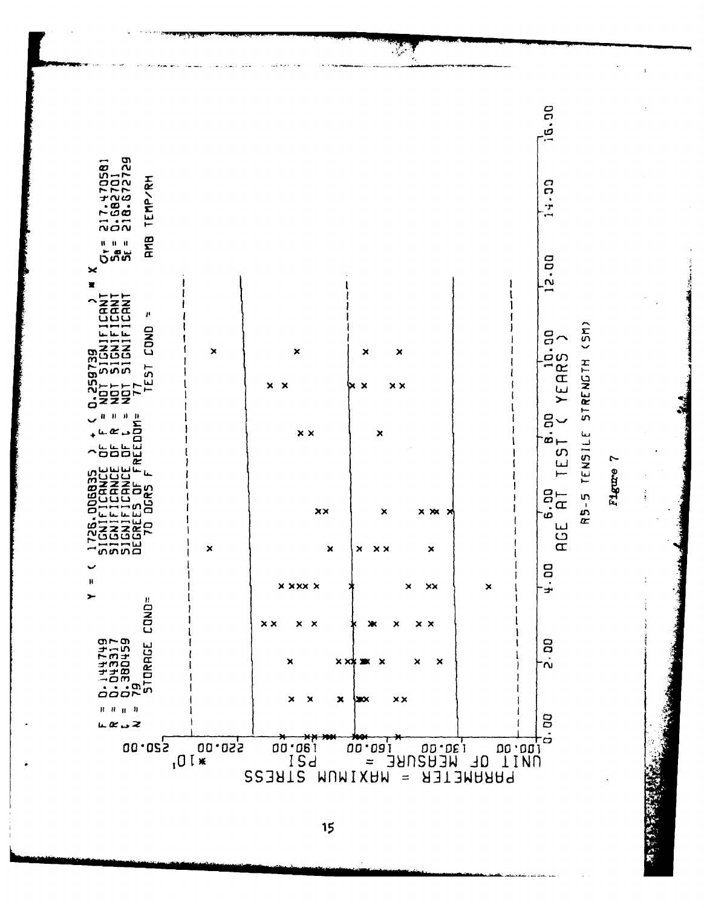Y = ( 1726.006835 ) + ( 0.259739 ) * X

F = 0.144749    SIGNIFICANCE OF F = NOT SIGNIFICANT    $\sigma_Y$ = 217.470581
R = 0.043317    SIGNIFICANCE OF R = NOT SIGNIFICANT    $S_B$ = 0.682701
L = 0.380459    SIGNIFICANCE OF L = NOT SIGNIFICANT    $S_E$ = 218.672729
N = 79    DEGREES OF FREEDOM= 77
STORAGE COND= 70 DGRS F    TEST COND = AMB TEMP/RH

PARAMETER = MAXIMUM STRESS
UNIT OF MEASURE = PSI *10¹

AGE AT TEST ( YEARS )

R5-5 TENSILE STRENGTH (SM)

*Figure 7*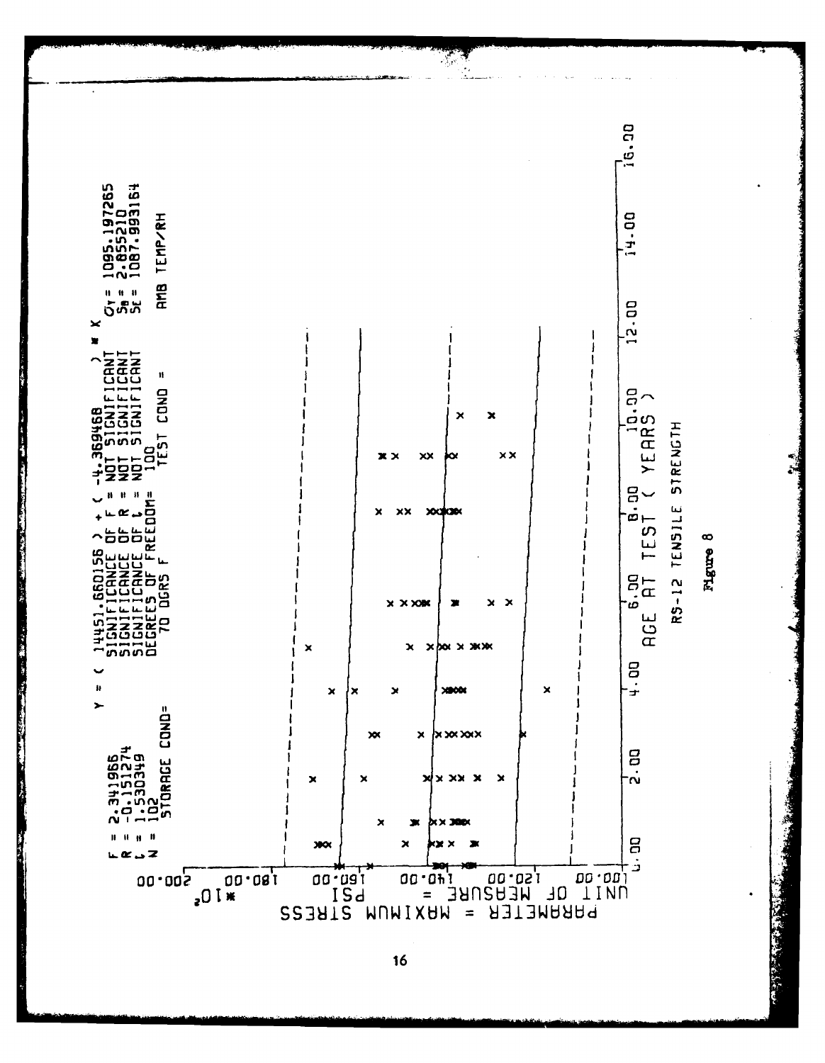F = 2.341966
R = -0.151274
t = 1.530349
N = 102
STORAGE COND= 70 DGRS F

Y = ( 14451.660156 ) + ( -4.369468 ) * X
SIGNIFICANCE OF F = NOT SIGNIFICANT
SIGNIFICANCE OF R = NOT SIGNIFICANT
SIGNIFICANCE OF t = NOT SIGNIFICANT
DEGREES OF FREEDOM= 100
TEST COND = AMB TEMP/RH

$\sigma_Y$ = 1095.197265
$S_B$ = 2.855210
$S_E$ = 1087.993164

PARAMETER = MAXIMUM STRESS
UNIT OF MEASURE = PSI $\times 10^2$

AGE AT TEST ( YEARS )

RS-12 TENSILE STRENGTH

Figure 8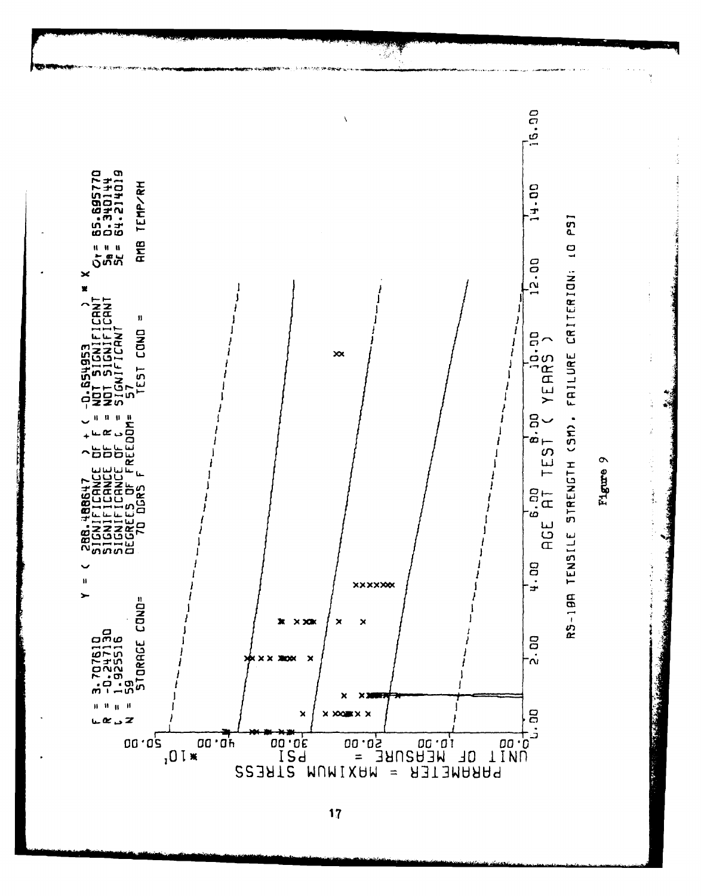F = 3.707610
R = -0.247130
C = 1.925516
N = 59
STORAGE COND= 70 DGRS F

Y = ( 288.488647 ) + ( -0.654953 ) * X
SIGNIFICANCE OF F = NOT SIGNIFICANT
SIGNIFICANCE OF R = NOT SIGNIFICANT
SIGNIFICANCE OF C = SIGNIFICANT
DEGREES OF FREEDOM= 57
TEST COND = AMB TEMP/RH

$\sigma_Y$ = 65.695770
$S_B$ = 0.340144
$S_E$ = 64.214019

PARAMETER = MAXIMUM STRESS
UNIT OF MEASURE = PSI
$\times 10^1$

AGE AT TEST ( YEARS )

RS-10A TENSILE STRENGTH (SM), FAILURE CRITERION: 10 PSI

Figure 9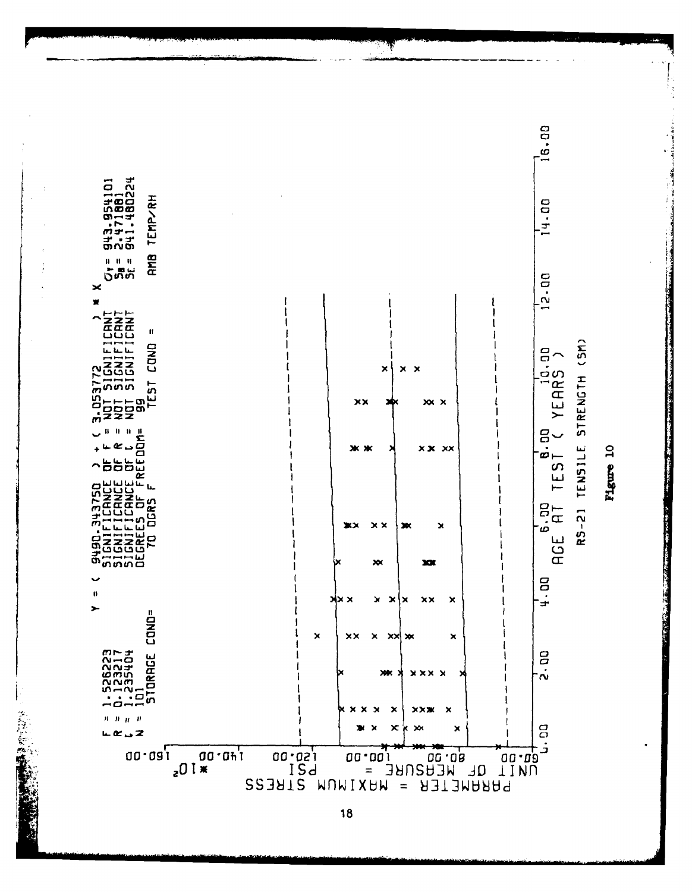$Y = ( 9490.343750 ) + ( 3.053772 ) * X$

F = 1.526223 SIGNIFICANCE OF F = NOT SIGNIFICANT $\sigma_Y$ = 943.954101

R = 0.123217 SIGNIFICANCE OF R = NOT SIGNIFICANT $S_B$ = 2.471881

L = 1.235404 SIGNIFICANCE OF L = NOT SIGNIFICANT $S_E$ = 941.480224

N = 101 DEGREES OF FREEDOM= 99

STORAGE COND= 70 DGRS F TEST COND = AMB TEMP/RH

PARAMETER = MAXIMUM STRESS

UNIT OF MEASURE = PSI $*10^2$

AGE AT TEST ( YEARS )

RS-21 TENSILE STRENGTH (SM)

**Figure 10**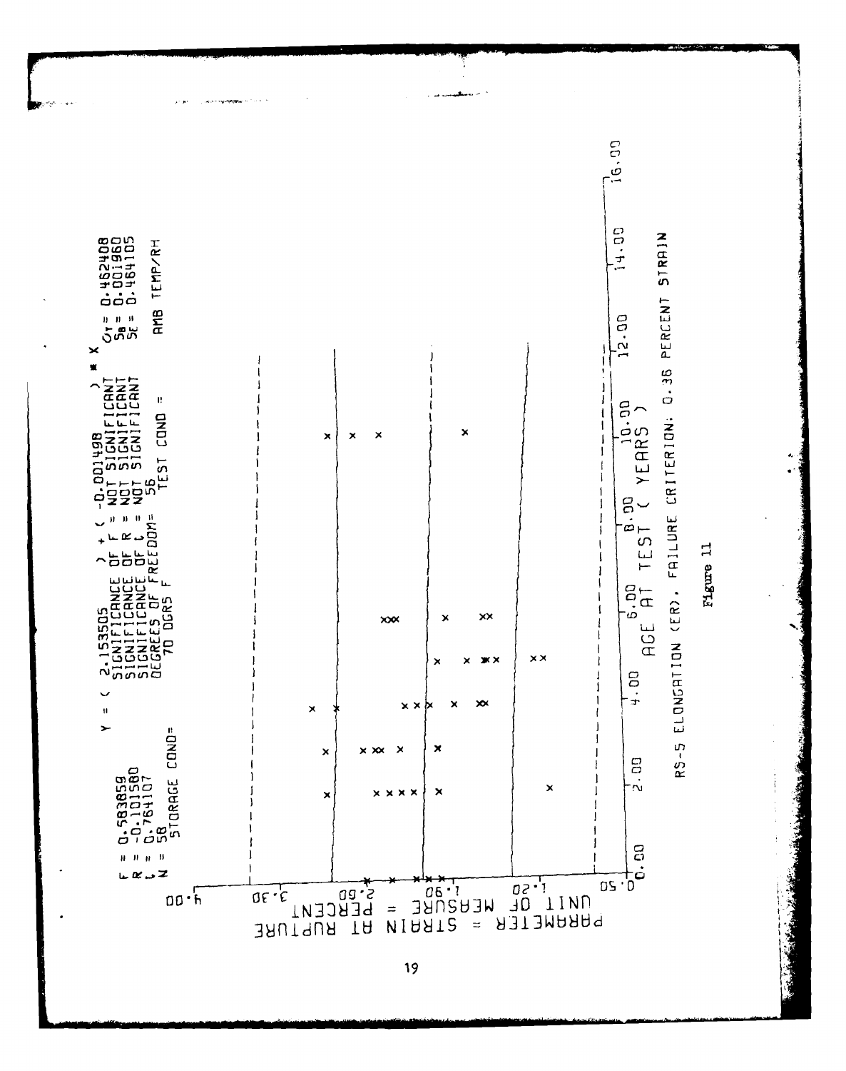F = 0.583859
R = -0.101580
L = 0.764107
N = 58
STORAGE COND=

Y = ( 2.153505 ) + ( -0.001498 ) * X
SIGNIFICANCE OF F = NOT SIGNIFICANT
SIGNIFICANCE OF R = NOT SIGNIFICANT
SIGNIFICANCE OF L = NOT SIGNIFICANT
DEGREES OF FREEDOM= 56
70 DGRS F TEST COND =

$\sigma_Y$ = 0.462408
$S_B$ = 0.001960
$S_E$ = 0.464105

AMB TEMP/RH

PARAMETER = STRAIN AT RUPTURE
UNIT OF MEASURE = PERCENT

Y-axis: 0.50, 1.20, 1.90, 2.60, 3.30, 4.00

X-axis: AGE AT TEST ( YEARS ): 0.00, 2.00, 4.00, 6.00, 8.00, 10.00, 12.00, 14.00, 16.00

RS-5 ELONGATION (ER), FAILURE CRITERION: 0.36 PERCENT STRAIN

Figure 11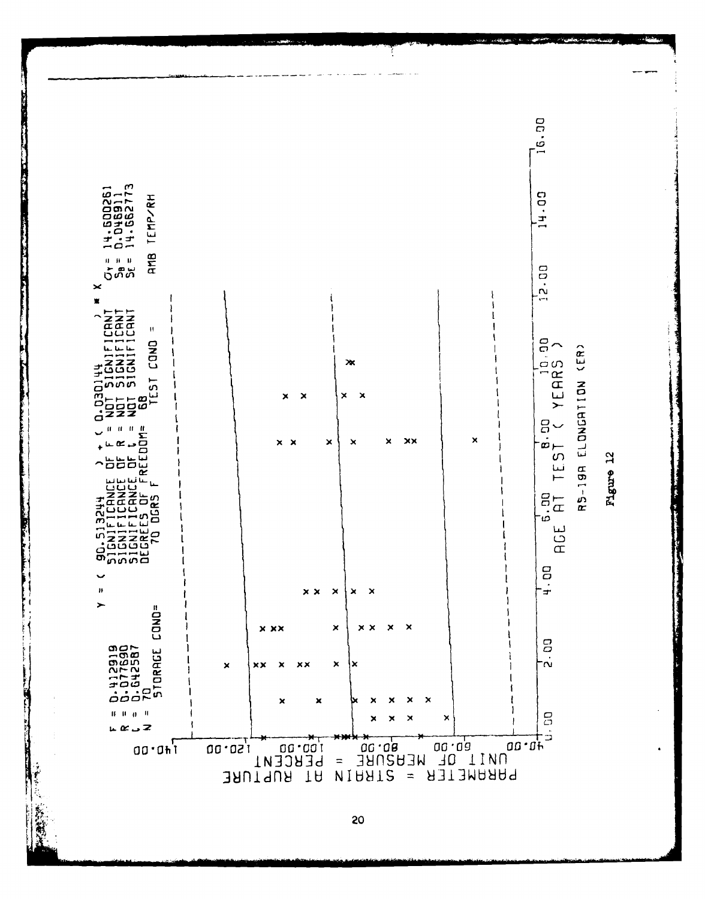F = 0.412919
R = 0.077690
L = 0.642587
N = 70

Y = ( 90.513244 ) + ( 0.030144 ) * X
SIGNIFICANCE OF F = NOT SIGNIFICANT
SIGNIFICANCE OF R = NOT SIGNIFICANT
SIGNIFICANCE OF L = NOT SIGNIFICANT
DEGREES OF FREEDOM= 68

$\sigma_Y$ = 14.600261
$S_B$ = 0.046911
$S_E$ = 14.662773

STORAGE COND= 70 DGRS F  TEST COND = AMB TEMP/RH

PARAMETER = STRAIN AT RUPTURE
UNIT OF MEASURE = PERCENT

AGE AT TEST ( YEARS )

RS-19A ELONGATION (ER)

Figure 12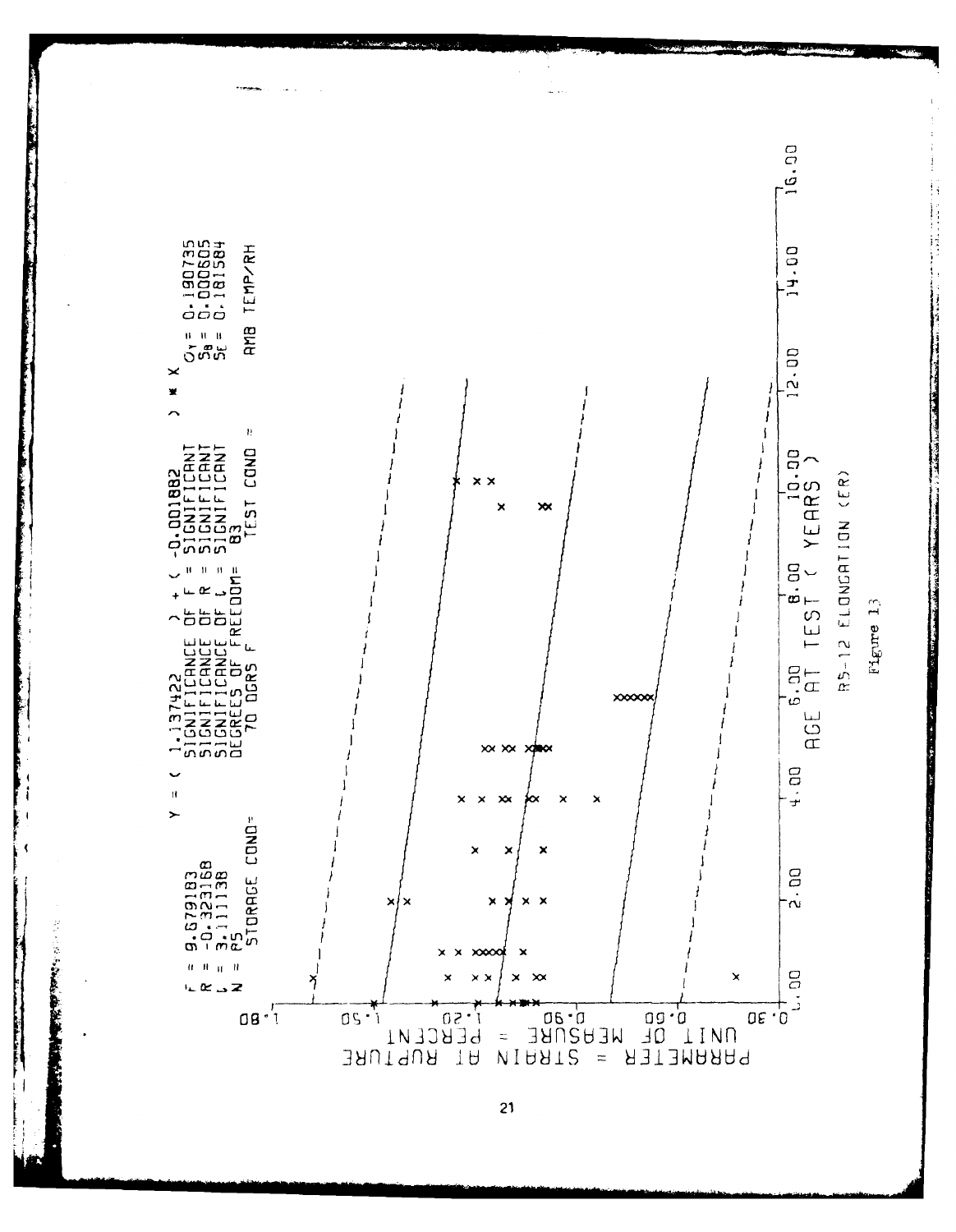F = 9.679183
R = -0.323168
L = 3.111138
N = 85
STORAGE COND=

Y = ( 1.137422 ) + ( -0.001882 ) * X
SIGNIFICANCE OF F = SIGNIFICANT
SIGNIFICANCE OF R = SIGNIFICANT
SIGNIFICANCE OF L = SIGNIFICANT
DEGREES OF FREEDOM= 83
70 DGRS F TEST COND = AMB TEMP/RH

$\sigma_Y$ = 0.190735
$S_B$ = 0.000605
$S_E$ = 0.181584

PARAMETER = STRAIN AT RUPTURE
UNIT OF MEASURE = PERCENT

AGE AT TEST ( YEARS )

RS-12 ELONGATION (ER)

Figure 13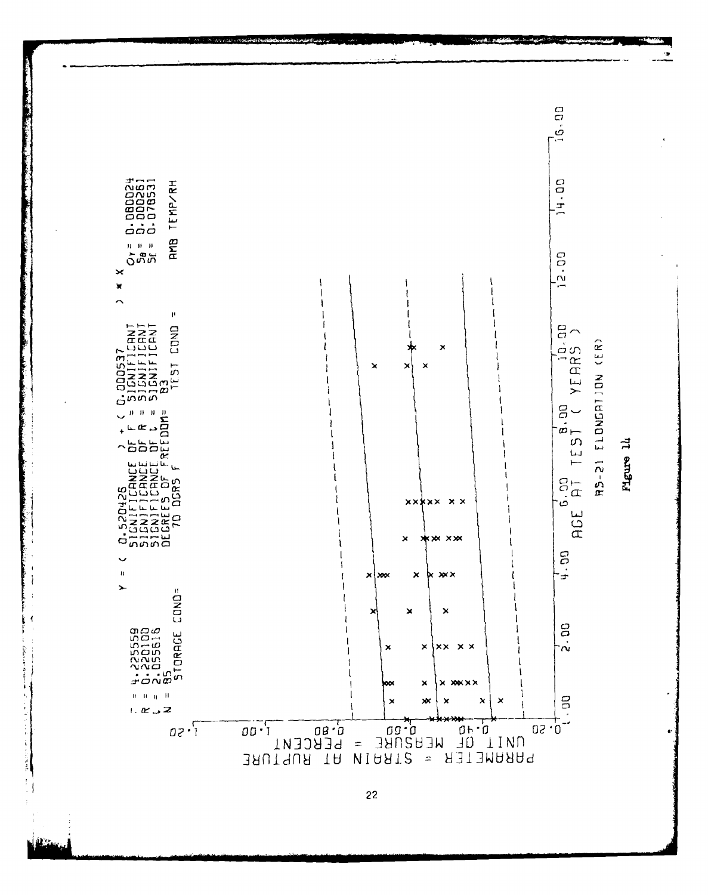Y = ( 0.520426 ) + ( 0.000537 ) * X

F = 4.225559 SIGNIFICANCE OF F = SIGNIFICANT $\sigma_Y$ = 0.080024

R = 0.220100 SIGNIFICANCE OF R = SIGNIFICANT $S_B$ = 0.000261

L = 2.055616 SIGNIFICANCE OF L = SIGNIFICANT $S_E$ = 0.078531

N = 85 DEGREES OF FREEDOM= 83

STORAGE COND= 70 DGRS F TEST COND = AMB TEMP/RH

PARAMETER = STRAIN AT RUPTURE
UNIT OF MEASURE = PERCENT

AGE AT TEST ( YEARS )

RS-21 ELONGATION (ER)

Figure 14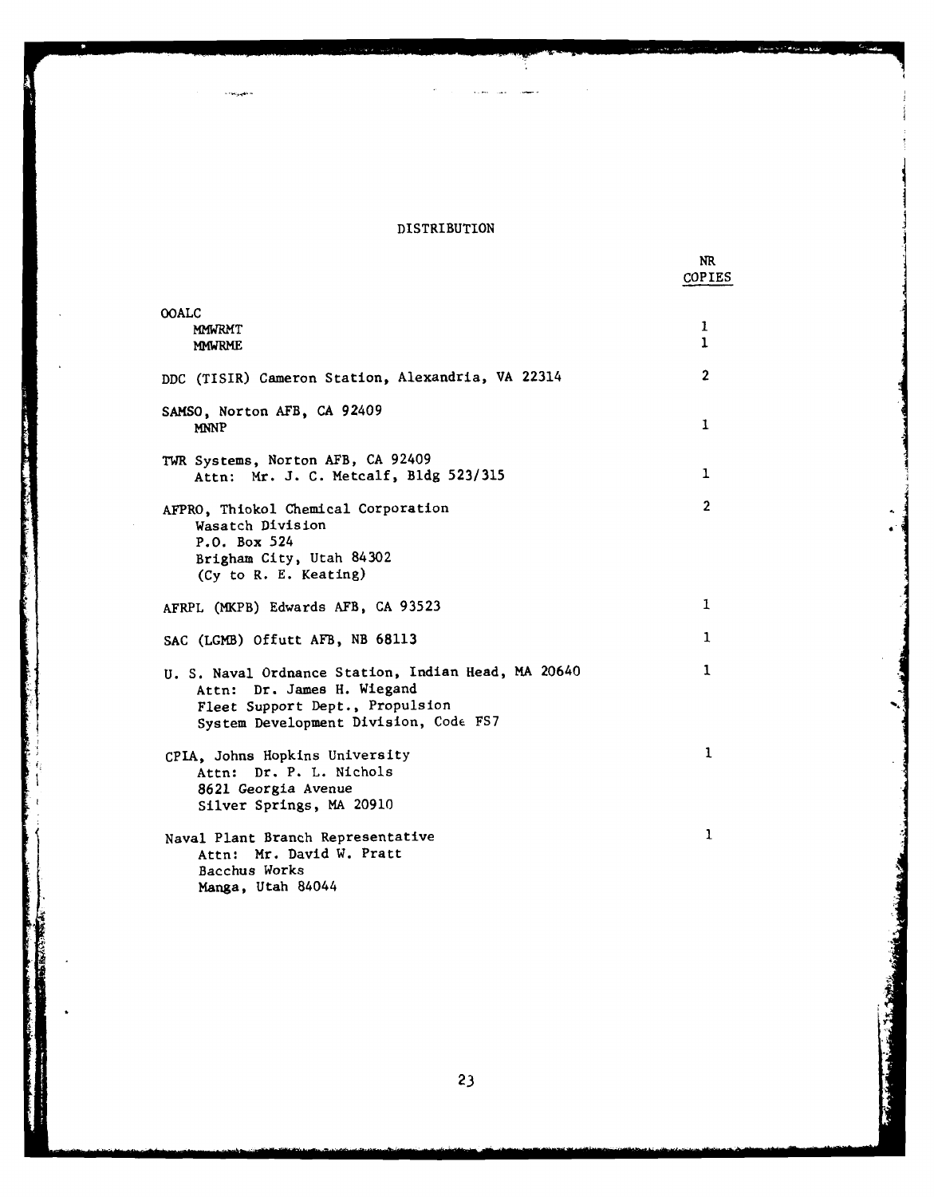# DISTRIBUTION

| | NR COPIES |
|---|---|
| OOALC | |
| MMWRMT | 1 |
| MMWRME | 1 |
| DDC (TISIR) Cameron Station, Alexandria, VA 22314 | 2 |
| SAMSO, Norton AFB, CA 92409<br>MNNP | 1 |
| TWR Systems, Norton AFB, CA 92409<br>Attn: Mr. J. C. Metcalf, Bldg 523/315 | 1 |
| AFPRO, Thiokol Chemical Corporation<br>Wasatch Division<br>P.O. Box 524<br>Brigham City, Utah 84302<br>(Cy to R. E. Keating) | 2 |
| AFRPL (MKPB) Edwards AFB, CA 93523 | 1 |
| SAC (LGMB) Offutt AFB, NB 68113 | 1 |
| U. S. Naval Ordnance Station, Indian Head, MA 20640<br>Attn: Dr. James H. Wiegand<br>Fleet Support Dept., Propulsion<br>System Development Division, Code FS7 | 1 |
| CPIA, Johns Hopkins University<br>Attn: Dr. P. L. Nichols<br>8621 Georgia Avenue<br>Silver Springs, MA 20910 | 1 |
| Naval Plant Branch Representative<br>Attn: Mr. David W. Pratt<br>Bacchus Works<br>Manga, Utah 84044 | 1 |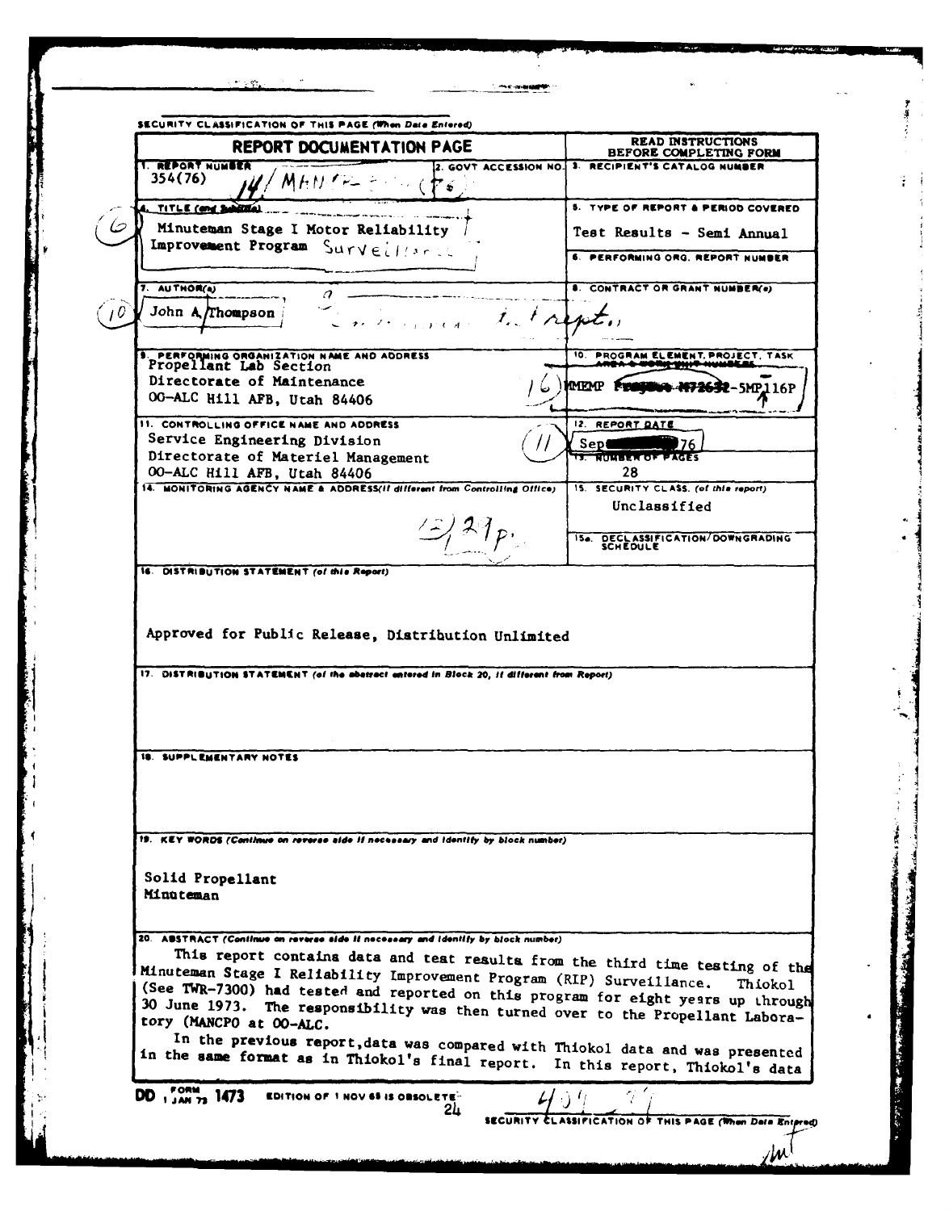SECURITY CLASSIFICATION OF THIS PAGE (When Data Entered)

| REPORT DOCUMENTATION PAGE | | READ INSTRUCTIONS BEFORE COMPLETING FORM |
|---|---|---|
| 1. REPORT NUMBER 354(76) | 2. GOVT ACCESSION NO. | 3. RECIPIENT'S CATALOG NUMBER |
| 4. TITLE (and Subtitle) Minuteman Stage I Motor Reliability Improvement Program Surveillance | | 5. TYPE OF REPORT & PERIOD COVERED Test Results - Semi Annual |
| | | 6. PERFORMING ORG. REPORT NUMBER |
| 7. AUTHOR(s) John A. Thompson | | 8. CONTRACT OR GRANT NUMBER(s) |
| 9. PERFORMING ORGANIZATION NAME AND ADDRESS Propellant Lab Section Directorate of Maintenance OO-ALC Hill AFB, Utah 84406 | | 10. PROGRAM ELEMENT, PROJECT, TASK AREA & WORK UNIT NUMBERS MMEMP -5MP116P |
| 11. CONTROLLING OFFICE NAME AND ADDRESS Service Engineering Division Directorate of Materiel Management OO-ALC Hill AFB, Utah 84406 | | 12. REPORT DATE Sep 76 |
| | | 13. NUMBER OF PAGES 28 |
| 14. MONITORING AGENCY NAME & ADDRESS (if different from Controlling Office) | | 15. SECURITY CLASS. (of this report) Unclassified |
| | | 15a. DECLASSIFICATION/DOWNGRADING SCHEDULE |

16. DISTRIBUTION STATEMENT (of this Report)

Approved for Public Release, Distribution Unlimited

17. DISTRIBUTION STATEMENT (of the abstract entered in Block 20, if different from Report)

18. SUPPLEMENTARY NOTES

19. KEY WORDS (Continue on reverse side if necessary and identify by block number)

Solid Propellant
Minuteman

20. ABSTRACT (Continue on reverse side if necessary and identify by block number)

This report contains data and test results from the third time testing of the Minuteman Stage I Reliability Improvement Program (RIP) Surveillance. Thiokol (See TWR-7300) had tested and reported on this program for eight years up through 30 June 1973. The responsibility was then turned over to the Propellant Laboratory (MANCPO at OO-ALC.

In the previous report, data was compared with Thiokol data and was presented in the same format as in Thiokol's final report. In this report, Thiokol's data

DD FORM 1473, 1 JAN 73 — EDITION OF 1 NOV 65 IS OBSOLETE

SECURITY CLASSIFICATION OF THIS PAGE (When Data Entered)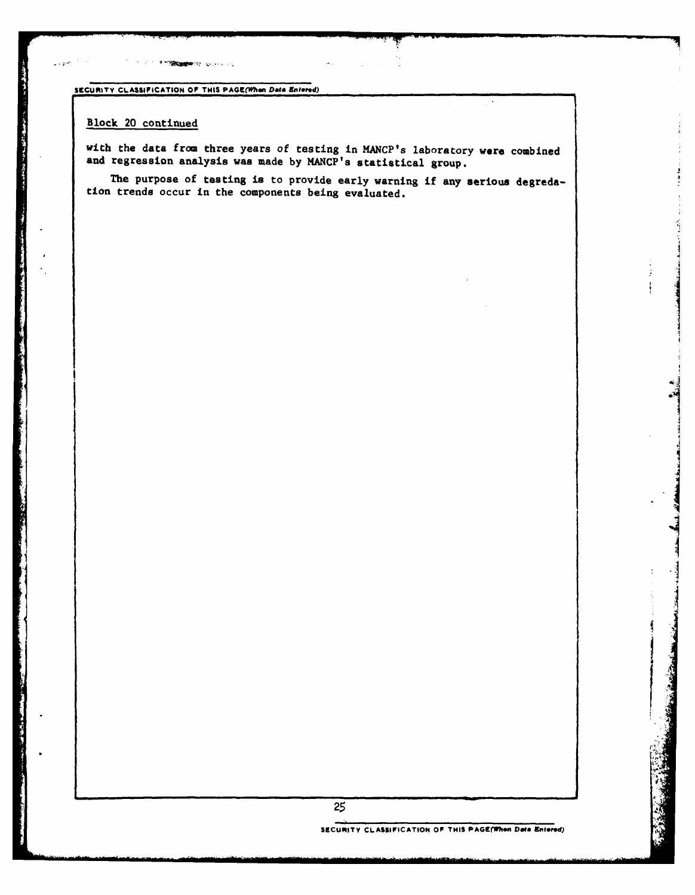Block 20 continued

with the data from three years of testing in MANCP's laboratory were combined and regression analysis was made by MANCP's statistical group.

The purpose of testing is to provide early warning if any serious degradation trends occur in the components being evaluated.